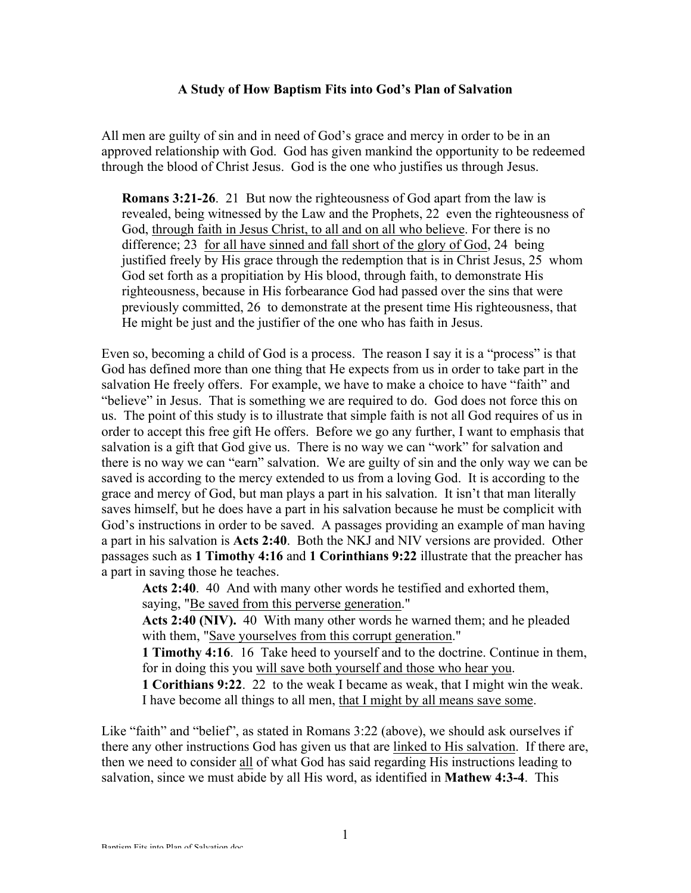**A Study of How Baptism Fits into God's Plan of Salvation**

All men are guilty of sin and in need of God's grace and mercy in order to be in an approved relationship with God. God has given mankind the opportunity to be redeemed through the blood of Christ Jesus. God is the one who justifies us through Jesus.

> **Romans 3:21-26**. 21 But now the righteousness of God apart from the law is revealed, being witnessed by the Law and the Prophets, 22 even the righteousness of God, <u>through faith in Jesus Christ, to all and on all who believe</u>. For there is no difference; 23 <u>for all have sinned and fall short of the glory of God</u>, 24 being justified freely by His grace through the redemption that is in Christ Jesus, 25 whom God set forth as a propitiation by His blood, through faith, to demonstrate His righteousness, because in His forbearance God had passed over the sins that were previously committed, 26 to demonstrate at the present time His righteousness, that He might be just and the justifier of the one who has faith in Jesus.

Even so, becoming a child of God is a process. The reason I say it is a "process" is that God has defined more than one thing that He expects from us in order to take part in the salvation He freely offers. For example, we have to make a choice to have "faith" and "believe" in Jesus. That is something we are required to do. God does not force this on us. The point of this study is to illustrate that simple faith is not all God requires of us in order to accept this free gift He offers. Before we go any further, I want to emphasis that salvation is a gift that God give us. There is no way we can "work" for salvation and there is no way we can "earn" salvation. We are guilty of sin and the only way we can be saved is according to the mercy extended to us from a loving God. It is according to the grace and mercy of God, but man plays a part in his salvation. It isn't that man literally saves himself, but he does have a part in his salvation because he must be complicit with God's instructions in order to be saved. A passages providing an example of man having a part in his salvation is **Acts 2:40**. Both the NKJ and NIV versions are provided. Other passages such as **1 Timothy 4:16** and **1 Corinthians 9:22** illustrate that the preacher has a part in saving those he teaches.

> **Acts 2:40**. 40 And with many other words he testified and exhorted them, saying, "<u>Be saved from this perverse generation</u>."
>
> **Acts 2:40 (NIV).** 40 With many other words he warned them; and he pleaded with them, "<u>Save yourselves from this corrupt generation</u>."
>
> **1 Timothy 4:16**. 16 Take heed to yourself and to the doctrine. Continue in them, for in doing this you <u>will save both yourself and those who hear you</u>.
>
> **1 Corithians 9:22**. 22 to the weak I became as weak, that I might win the weak. I have become all things to all men, <u>that I might by all means save some</u>.

Like "faith" and "belief", as stated in Romans 3:22 (above), we should ask ourselves if there any other instructions God has given us that are <u>linked to His salvation</u>. If there are, then we need to consider <u>all</u> of what God has said regarding His instructions leading to salvation, since we must abide by all His word, as identified in **Mathew 4:3-4**. This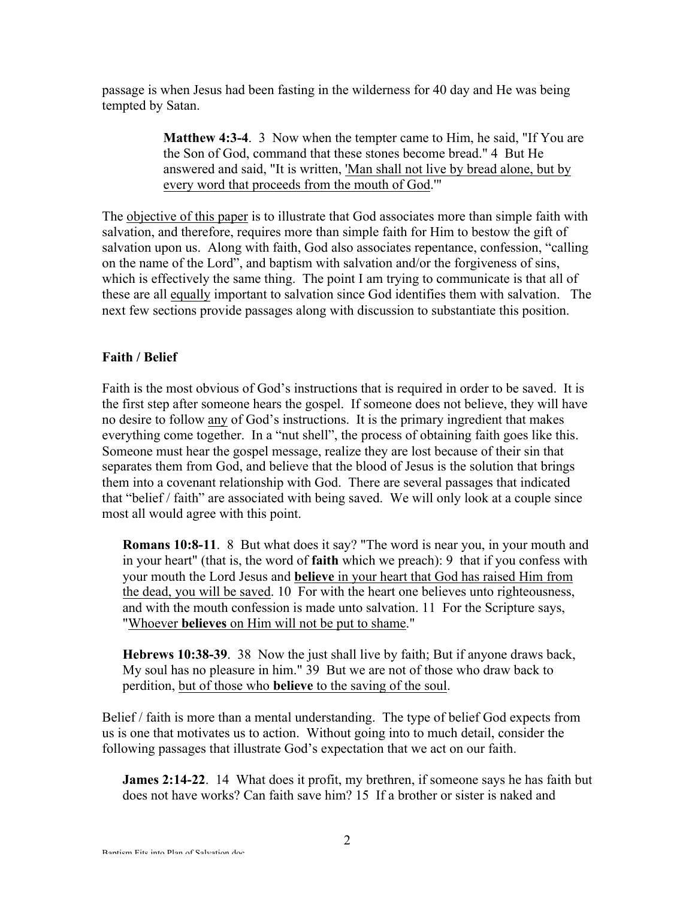passage is when Jesus had been fasting in the wilderness for 40 day and He was being tempted by Satan.

> **Matthew 4:3-4**. 3 Now when the tempter came to Him, he said, "If You are the Son of God, command that these stones become bread." 4 But He answered and said, "It is written, '<u>Man shall not live by bread alone, but by every word that proceeds from the mouth of God</u>.'"

The <u>objective of this paper</u> is to illustrate that God associates more than simple faith with salvation, and therefore, requires more than simple faith for Him to bestow the gift of salvation upon us. Along with faith, God also associates repentance, confession, "calling on the name of the Lord", and baptism with salvation and/or the forgiveness of sins, which is effectively the same thing. The point I am trying to communicate is that all of these are all <u>equally</u> important to salvation since God identifies them with salvation. The next few sections provide passages along with discussion to substantiate this position.

**Faith / Belief**

Faith is the most obvious of God's instructions that is required in order to be saved. It is the first step after someone hears the gospel. If someone does not believe, they will have no desire to follow <u>any</u> of God's instructions. It is the primary ingredient that makes everything come together. In a "nut shell", the process of obtaining faith goes like this. Someone must hear the gospel message, realize they are lost because of their sin that separates them from God, and believe that the blood of Jesus is the solution that brings them into a covenant relationship with God. There are several passages that indicated that "belief / faith" are associated with being saved. We will only look at a couple since most all would agree with this point.

> **Romans 10:8-11**. 8 But what does it say? "The word is near you, in your mouth and in your heart" (that is, the word of **faith** which we preach): 9 that if you confess with your mouth the Lord Jesus and <u>**believe** in your heart that God has raised Him from the dead, you will be saved</u>. 10 For with the heart one believes unto righteousness, and with the mouth confession is made unto salvation. 11 For the Scripture says, "<u>Whoever **believes** on Him will not be put to shame</u>."

> **Hebrews 10:38-39**. 38 Now the just shall live by faith; But if anyone draws back, My soul has no pleasure in him." 39 But we are not of those who draw back to perdition, <u>but of those who **believe** to the saving of the soul</u>.

Belief / faith is more than a mental understanding. The type of belief God expects from us is one that motivates us to action. Without going into to much detail, consider the following passages that illustrate God's expectation that we act on our faith.

> **James 2:14-22**. 14 What does it profit, my brethren, if someone says he has faith but does not have works? Can faith save him? 15 If a brother or sister is naked and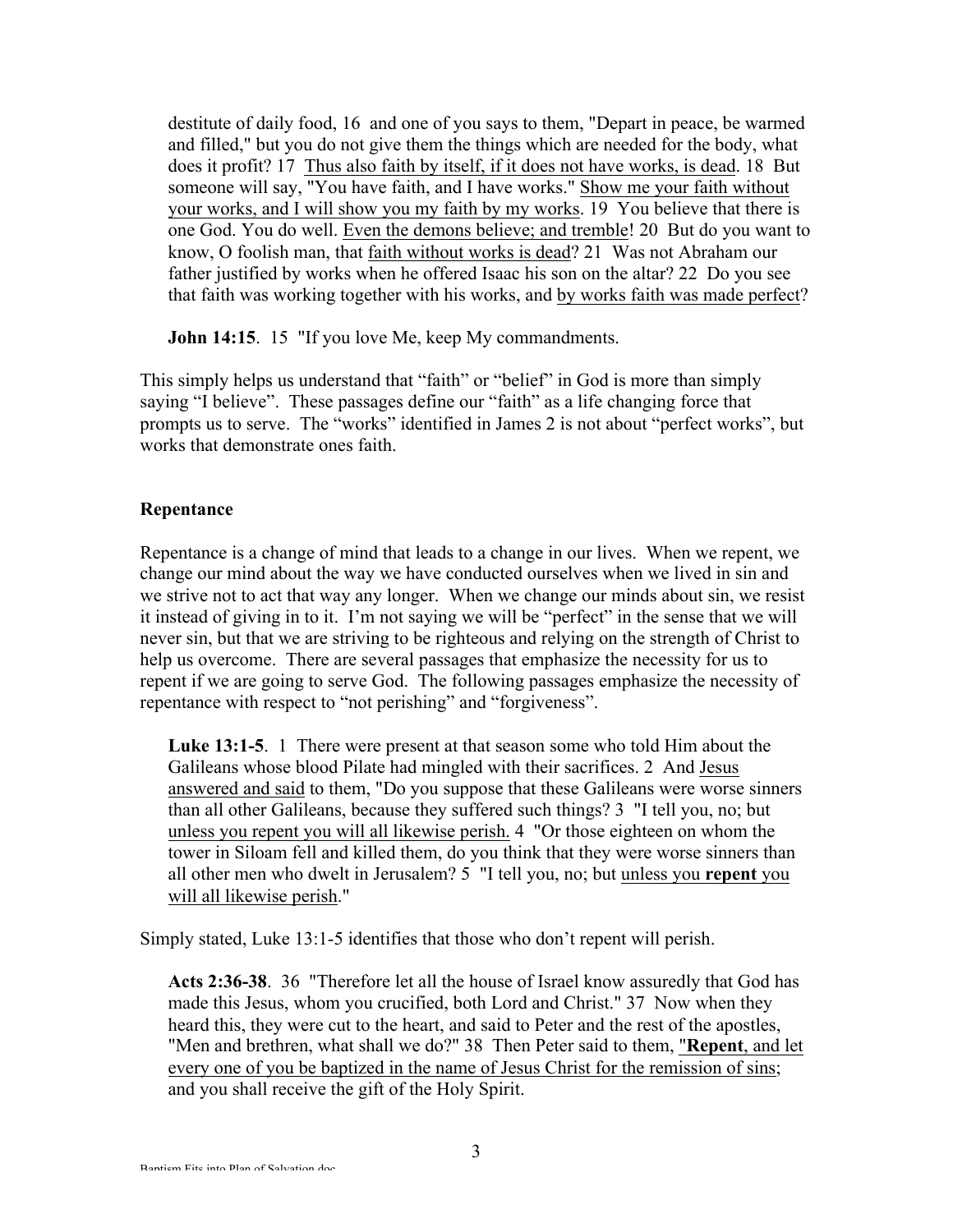destitute of daily food, 16 and one of you says to them, "Depart in peace, be warmed and filled," but you do not give them the things which are needed for the body, what does it profit? 17 <u>Thus also faith by itself, if it does not have works, is dead</u>. 18 But someone will say, "You have faith, and I have works." <u>Show me your faith without your works, and I will show you my faith by my works</u>. 19 You believe that there is one God. You do well. <u>Even the demons believe; and tremble</u>! 20 But do you want to know, O foolish man, that <u>faith without works is dead</u>? 21 Was not Abraham our father justified by works when he offered Isaac his son on the altar? 22 Do you see that faith was working together with his works, and <u>by works faith was made perfect</u>?

> **John 14:15**. 15 "If you love Me, keep My commandments.

This simply helps us understand that "faith" or "belief" in God is more than simply saying "I believe". These passages define our "faith" as a life changing force that prompts us to serve. The "works" identified in James 2 is not about "perfect works", but works that demonstrate ones faith.

## Repentance

Repentance is a change of mind that leads to a change in our lives. When we repent, we change our mind about the way we have conducted ourselves when we lived in sin and we strive not to act that way any longer. When we change our minds about sin, we resist it instead of giving in to it. I'm not saying we will be "perfect" in the sense that we will never sin, but that we are striving to be righteous and relying on the strength of Christ to help us overcome. There are several passages that emphasize the necessity for us to repent if we are going to serve God. The following passages emphasize the necessity of repentance with respect to "not perishing" and "forgiveness".

> **Luke 13:1-5**. 1 There were present at that season some who told Him about the Galileans whose blood Pilate had mingled with their sacrifices. 2 And <u>Jesus answered and said</u> to them, "Do you suppose that these Galileans were worse sinners than all other Galileans, because they suffered such things? 3 "I tell you, no; but <u>unless you repent you will all likewise perish.</u> 4 "Or those eighteen on whom the tower in Siloam fell and killed them, do you think that they were worse sinners than all other men who dwelt in Jerusalem? 5 "I tell you, no; but <u>unless you **repent** you will all likewise perish</u>."

Simply stated, Luke 13:1-5 identifies that those who don't repent will perish.

> **Acts 2:36-38**. 36 "Therefore let all the house of Israel know assuredly that God has made this Jesus, whom you crucified, both Lord and Christ." 37 Now when they heard this, they were cut to the heart, and said to Peter and the rest of the apostles, "Men and brethren, what shall we do?" 38 Then Peter said to them, "<u>**Repent**, and let every one of you be baptized in the name of Jesus Christ for the remission of sins</u>; and you shall receive the gift of the Holy Spirit.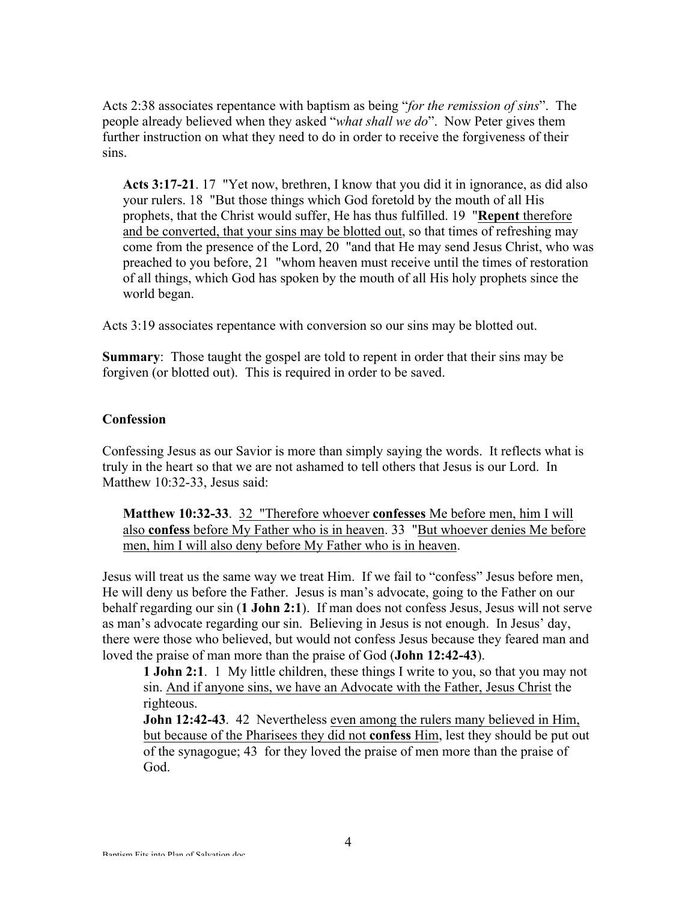Acts 2:38 associates repentance with baptism as being "*for the remission of sins*". The people already believed when they asked "*what shall we do*". Now Peter gives them further instruction on what they need to do in order to receive the forgiveness of their sins.

> **Acts 3:17-21**. 17 "Yet now, brethren, I know that you did it in ignorance, as did also your rulers. 18 "But those things which God foretold by the mouth of all His prophets, that the Christ would suffer, He has thus fulfilled. 19 "<u>**Repent** therefore and be converted, that your sins may be blotted out</u>, so that times of refreshing may come from the presence of the Lord, 20 "and that He may send Jesus Christ, who was preached to you before, 21 "whom heaven must receive until the times of restoration of all things, which God has spoken by the mouth of all His holy prophets since the world began.

Acts 3:19 associates repentance with conversion so our sins may be blotted out.

**Summary**: Those taught the gospel are told to repent in order that their sins may be forgiven (or blotted out). This is required in order to be saved.

### Confession

Confessing Jesus as our Savior is more than simply saying the words. It reflects what is truly in the heart so that we are not ashamed to tell others that Jesus is our Lord. In Matthew 10:32-33, Jesus said:

> **Matthew 10:32-33**. <u>32 "Therefore whoever **confesses** Me before men, him I will also **confess** before My Father who is in heaven</u>. 33 "<u>But whoever denies Me before men, him I will also deny before My Father who is in heaven</u>.

Jesus will treat us the same way we treat Him. If we fail to "confess" Jesus before men, He will deny us before the Father. Jesus is man's advocate, going to the Father on our behalf regarding our sin (**1 John 2:1**). If man does not confess Jesus, Jesus will not serve as man's advocate regarding our sin. Believing in Jesus is not enough. In Jesus' day, there were those who believed, but would not confess Jesus because they feared man and loved the praise of man more than the praise of God (**John 12:42-43**).

> **1 John 2:1**. 1 My little children, these things I write to you, so that you may not sin. <u>And if anyone sins, we have an Advocate with the Father, Jesus Christ</u> the righteous.
>
> **John 12:42-43**. 42 Nevertheless <u>even among the rulers many believed in Him, but because of the Pharisees they did not **confess** Him</u>, lest they should be put out of the synagogue; 43 for they loved the praise of men more than the praise of God.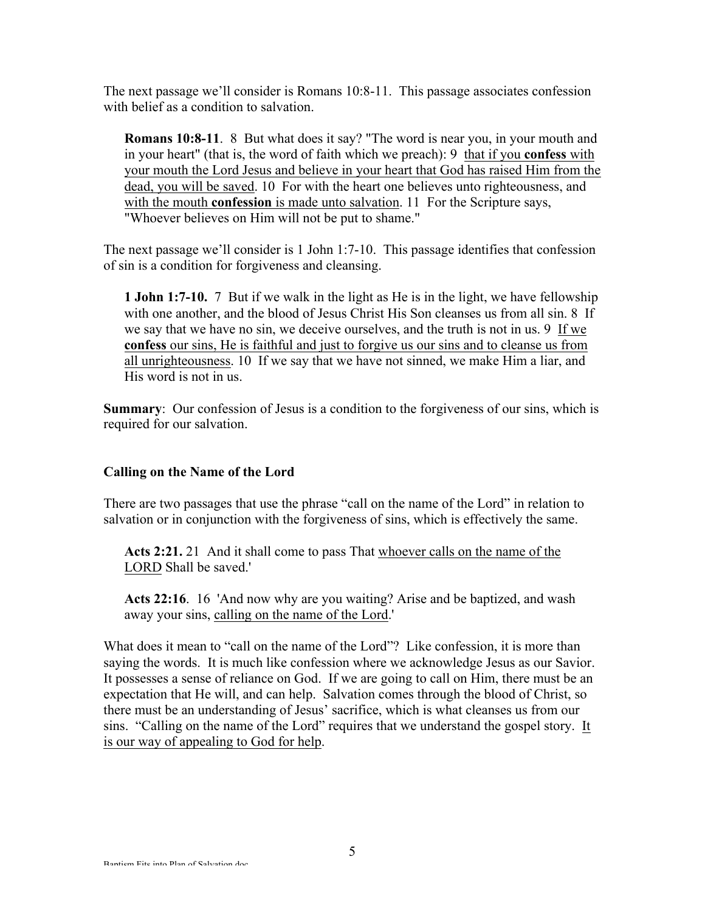The next passage we'll consider is Romans 10:8-11. This passage associates confession with belief as a condition to salvation.

> **Romans 10:8-11**. 8 But what does it say? "The word is near you, in your mouth and in your heart" (that is, the word of faith which we preach): 9 <u>that if you **confess** with your mouth the Lord Jesus and believe in your heart that God has raised Him from the dead, you will be saved</u>. 10 For with the heart one believes unto righteousness, and <u>with the mouth **confession** is made unto salvation</u>. 11 For the Scripture says, "Whoever believes on Him will not be put to shame."

The next passage we'll consider is 1 John 1:7-10. This passage identifies that confession of sin is a condition for forgiveness and cleansing.

> **1 John 1:7-10.** 7 But if we walk in the light as He is in the light, we have fellowship with one another, and the blood of Jesus Christ His Son cleanses us from all sin. 8 If we say that we have no sin, we deceive ourselves, and the truth is not in us. 9 <u>If we **confess** our sins, He is faithful and just to forgive us our sins and to cleanse us from all unrighteousness</u>. 10 If we say that we have not sinned, we make Him a liar, and His word is not in us.

**Summary**: Our confession of Jesus is a condition to the forgiveness of our sins, which is required for our salvation.

### Calling on the Name of the Lord

There are two passages that use the phrase "call on the name of the Lord" in relation to salvation or in conjunction with the forgiveness of sins, which is effectively the same.

> **Acts 2:21.** 21 And it shall come to pass That <u>whoever calls on the name of the LORD</u> Shall be saved.'

> **Acts 22:16**. 16 'And now why are you waiting? Arise and be baptized, and wash away your sins, <u>calling on the name of the Lord</u>.'

What does it mean to "call on the name of the Lord"? Like confession, it is more than saying the words. It is much like confession where we acknowledge Jesus as our Savior. It possesses a sense of reliance on God. If we are going to call on Him, there must be an expectation that He will, and can help. Salvation comes through the blood of Christ, so there must be an understanding of Jesus' sacrifice, which is what cleanses us from our sins. "Calling on the name of the Lord" requires that we understand the gospel story. <u>It is our way of appealing to God for help</u>.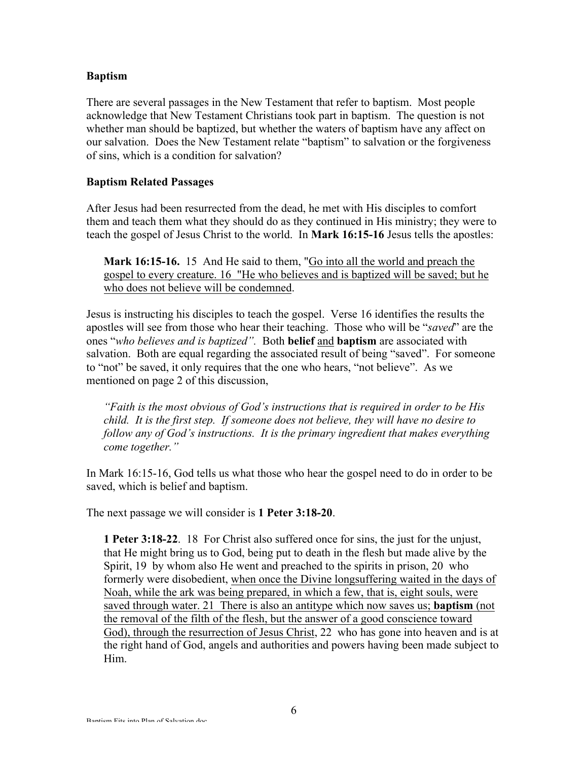**Baptism**

There are several passages in the New Testament that refer to baptism. Most people acknowledge that New Testament Christians took part in baptism. The question is not whether man should be baptized, but whether the waters of baptism have any affect on our salvation. Does the New Testament relate "baptism" to salvation or the forgiveness of sins, which is a condition for salvation?

**Baptism Related Passages**

After Jesus had been resurrected from the dead, he met with His disciples to comfort them and teach them what they should do as they continued in His ministry; they were to teach the gospel of Jesus Christ to the world. In **Mark 16:15-16** Jesus tells the apostles:

> **Mark 16:15-16.** 15 And He said to them, "<u>Go into all the world and preach the gospel to every creature. 16 "He who believes and is baptized will be saved; but he who does not believe will be condemned</u>.

Jesus is instructing his disciples to teach the gospel. Verse 16 identifies the results the apostles will see from those who hear their teaching. Those who will be "*saved*" are the ones "*who believes and is baptized".* Both **belief** <u>and</u> **baptism** are associated with salvation. Both are equal regarding the associated result of being "saved". For someone to "not" be saved, it only requires that the one who hears, "not believe". As we mentioned on page 2 of this discussion,

> *"Faith is the most obvious of God's instructions that is required in order to be His child. It is the first step. If someone does not believe, they will have no desire to follow any of God's instructions. It is the primary ingredient that makes everything come together."*

In Mark 16:15-16, God tells us what those who hear the gospel need to do in order to be saved, which is belief and baptism.

The next passage we will consider is **1 Peter 3:18-20**.

> **1 Peter 3:18-22**. 18 For Christ also suffered once for sins, the just for the unjust, that He might bring us to God, being put to death in the flesh but made alive by the Spirit, 19 by whom also He went and preached to the spirits in prison, 20 who formerly were disobedient, <u>when once the Divine longsuffering waited in the days of Noah, while the ark was being prepared, in which a few, that is, eight souls, were saved through water. 21 There is also an antitype which now saves us;</u> **<u>baptism</u>** <u>(not the removal of the filth of the flesh, but the answer of a good conscience toward God), through the resurrection of Jesus Christ</u>, 22 who has gone into heaven and is at the right hand of God, angels and authorities and powers having been made subject to Him.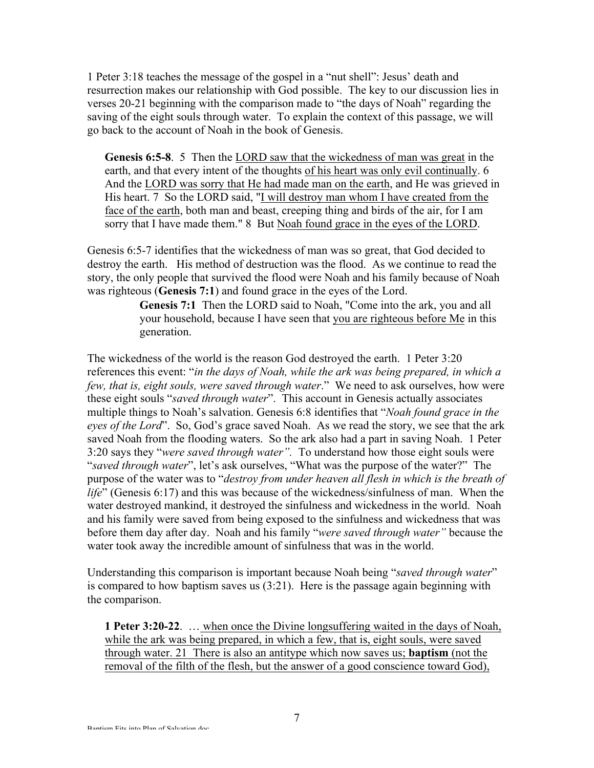1 Peter 3:18 teaches the message of the gospel in a "nut shell": Jesus' death and resurrection makes our relationship with God possible. The key to our discussion lies in verses 20-21 beginning with the comparison made to "the days of Noah" regarding the saving of the eight souls through water. To explain the context of this passage, we will go back to the account of Noah in the book of Genesis.

> **Genesis 6:5-8**. 5 Then the <u>LORD saw that the wickedness of man was great</u> in the earth, and that every intent of the thoughts <u>of his heart was only evil continually</u>. 6 And the <u>LORD was sorry that He had made man on the earth</u>, and He was grieved in His heart. 7 So the LORD said, "<u>I will destroy man whom I have created from the face of the earth</u>, both man and beast, creeping thing and birds of the air, for I am sorry that I have made them." 8 But <u>Noah found grace in the eyes of the LORD</u>.

Genesis 6:5-7 identifies that the wickedness of man was so great, that God decided to destroy the earth. His method of destruction was the flood. As we continue to read the story, the only people that survived the flood were Noah and his family because of Noah was righteous (**Genesis 7:1**) and found grace in the eyes of the Lord.

> **Genesis 7:1** Then the LORD said to Noah, "Come into the ark, you and all your household, because I have seen that <u>you are righteous before Me</u> in this generation.

The wickedness of the world is the reason God destroyed the earth. 1 Peter 3:20 references this event: "*in the days of Noah, while the ark was being prepared, in which a few, that is, eight souls, were saved through water*." We need to ask ourselves, how were these eight souls "*saved through water*". This account in Genesis actually associates multiple things to Noah's salvation. Genesis 6:8 identifies that "*Noah found grace in the eyes of the Lord*". So, God's grace saved Noah. As we read the story, we see that the ark saved Noah from the flooding waters. So the ark also had a part in saving Noah. 1 Peter 3:20 says they "*were saved through water".* To understand how those eight souls were "*saved through water*", let's ask ourselves, "What was the purpose of the water?" The purpose of the water was to "*destroy from under heaven all flesh in which is the breath of life*" (Genesis 6:17) and this was because of the wickedness/sinfulness of man. When the water destroyed mankind, it destroyed the sinfulness and wickedness in the world. Noah and his family were saved from being exposed to the sinfulness and wickedness that was before them day after day. Noah and his family "*were saved through water"* because the water took away the incredible amount of sinfulness that was in the world.

Understanding this comparison is important because Noah being "*saved through water*" is compared to how baptism saves us (3:21). Here is the passage again beginning with the comparison.

> **1 Peter 3:20-22**. … <u>when once the Divine longsuffering waited in the days of Noah, while the ark was being prepared, in which a few, that is, eight souls, were saved through water. 21 There is also an antitype which now saves us; **baptism** (not the removal of the filth of the flesh, but the answer of a good conscience toward God),</u>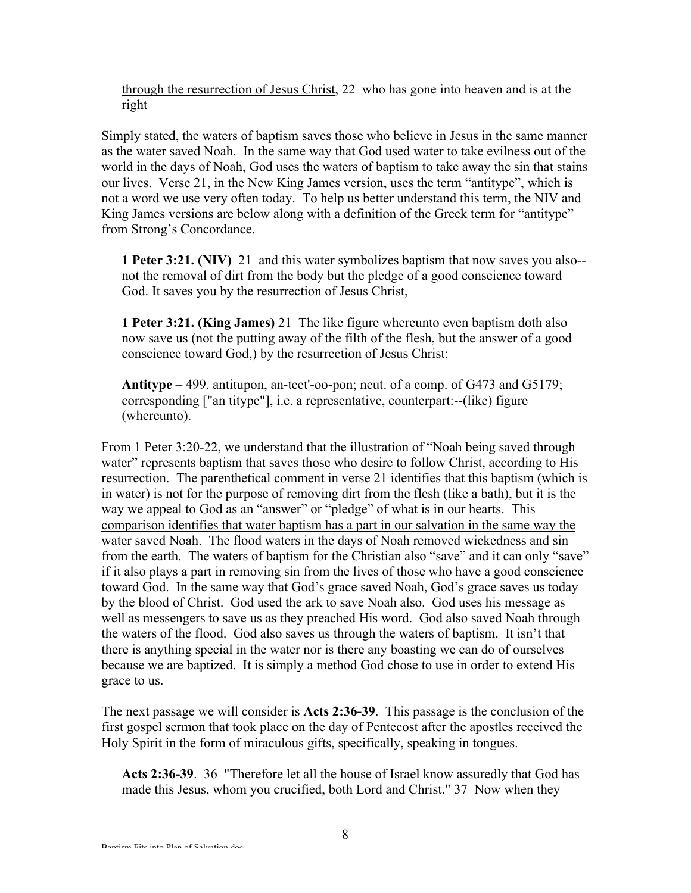through the resurrection of Jesus Christ, 22 who has gone into heaven and is at the right

Simply stated, the waters of baptism saves those who believe in Jesus in the same manner as the water saved Noah. In the same way that God used water to take evilness out of the world in the days of Noah, God uses the waters of baptism to take away the sin that stains our lives. Verse 21, in the New King James version, uses the term "antitype", which is not a word we use very often today. To help us better understand this term, the NIV and King James versions are below along with a definition of the Greek term for "antitype" from Strong's Concordance.

> **1 Peter 3:21. (NIV)** 21 and this water symbolizes baptism that now saves you also--not the removal of dirt from the body but the pledge of a good conscience toward God. It saves you by the resurrection of Jesus Christ,
>
> **1 Peter 3:21. (King James)** 21 The like figure whereunto even baptism doth also now save us (not the putting away of the filth of the flesh, but the answer of a good conscience toward God,) by the resurrection of Jesus Christ:
>
> **Antitype** – 499. antitupon, an-teet'-oo-pon; neut. of a comp. of G473 and G5179; corresponding ["an titype"], i.e. a representative, counterpart:--(like) figure (whereunto).

From 1 Peter 3:20-22, we understand that the illustration of "Noah being saved through water" represents baptism that saves those who desire to follow Christ, according to His resurrection. The parenthetical comment in verse 21 identifies that this baptism (which is in water) is not for the purpose of removing dirt from the flesh (like a bath), but it is the way we appeal to God as an "answer" or "pledge" of what is in our hearts. This comparison identifies that water baptism has a part in our salvation in the same way the water saved Noah. The flood waters in the days of Noah removed wickedness and sin from the earth. The waters of baptism for the Christian also "save" and it can only "save" if it also plays a part in removing sin from the lives of those who have a good conscience toward God. In the same way that God's grace saved Noah, God's grace saves us today by the blood of Christ. God used the ark to save Noah also. God uses his message as well as messengers to save us as they preached His word. God also saved Noah through the waters of the flood. God also saves us through the waters of baptism. It isn't that there is anything special in the water nor is there any boasting we can do of ourselves because we are baptized. It is simply a method God chose to use in order to extend His grace to us.

The next passage we will consider is **Acts 2:36-39**. This passage is the conclusion of the first gospel sermon that took place on the day of Pentecost after the apostles received the Holy Spirit in the form of miraculous gifts, specifically, speaking in tongues.

> **Acts 2:36-39**. 36 "Therefore let all the house of Israel know assuredly that God has made this Jesus, whom you crucified, both Lord and Christ." 37 Now when they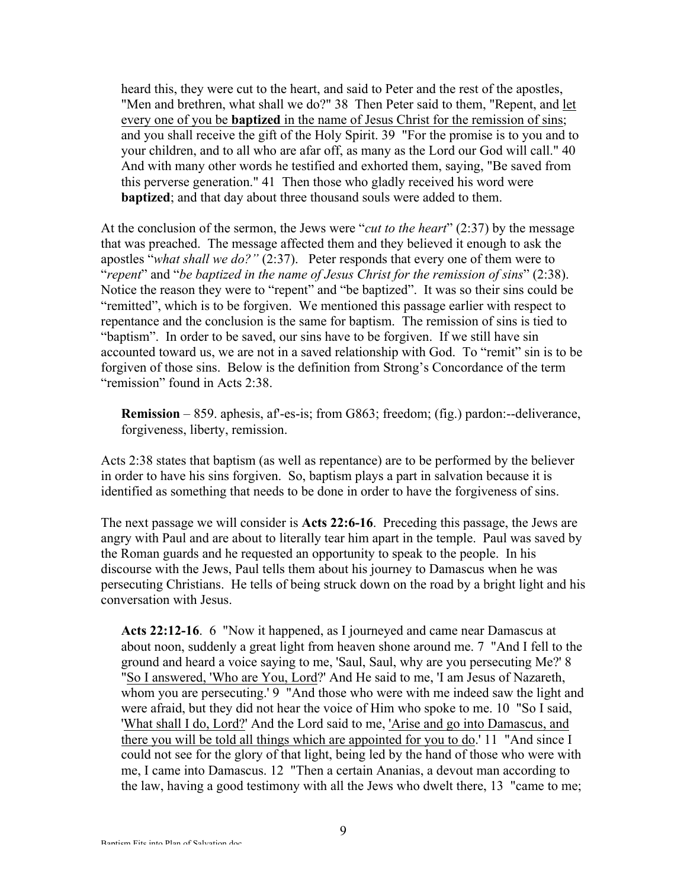heard this, they were cut to the heart, and said to Peter and the rest of the apostles, "Men and brethren, what shall we do?" 38 Then Peter said to them, "Repent, and <u>let every one of you be **baptized** in the name of Jesus Christ for the remission of sins</u>; and you shall receive the gift of the Holy Spirit. 39 "For the promise is to you and to your children, and to all who are afar off, as many as the Lord our God will call." 40 And with many other words he testified and exhorted them, saying, "Be saved from this perverse generation." 41 Then those who gladly received his word were **baptized**; and that day about three thousand souls were added to them.

At the conclusion of the sermon, the Jews were "*cut to the heart*" (2:37) by the message that was preached. The message affected them and they believed it enough to ask the apostles "*what shall we do?"* (2:37). Peter responds that every one of them were to "*repent*" and "*be baptized in the name of Jesus Christ for the remission of sins*" (2:38). Notice the reason they were to "repent" and "be baptized". It was so their sins could be "remitted", which is to be forgiven. We mentioned this passage earlier with respect to repentance and the conclusion is the same for baptism. The remission of sins is tied to "baptism". In order to be saved, our sins have to be forgiven. If we still have sin accounted toward us, we are not in a saved relationship with God. To "remit" sin is to be forgiven of those sins. Below is the definition from Strong's Concordance of the term "remission" found in Acts 2:38.

**Remission** – 859. aphesis, af'-es-is; from G863; freedom; (fig.) pardon:--deliverance, forgiveness, liberty, remission.

Acts 2:38 states that baptism (as well as repentance) are to be performed by the believer in order to have his sins forgiven. So, baptism plays a part in salvation because it is identified as something that needs to be done in order to have the forgiveness of sins.

The next passage we will consider is **Acts 22:6-16**. Preceding this passage, the Jews are angry with Paul and are about to literally tear him apart in the temple. Paul was saved by the Roman guards and he requested an opportunity to speak to the people. In his discourse with the Jews, Paul tells them about his journey to Damascus when he was persecuting Christians. He tells of being struck down on the road by a bright light and his conversation with Jesus.

**Acts 22:12-16**. 6 "Now it happened, as I journeyed and came near Damascus at about noon, suddenly a great light from heaven shone around me. 7 "And I fell to the ground and heard a voice saying to me, 'Saul, Saul, why are you persecuting Me?' 8 "<u>So I answered, 'Who are You, Lord</u>?' And He said to me, 'I am Jesus of Nazareth, whom you are persecuting.' 9 "And those who were with me indeed saw the light and were afraid, but they did not hear the voice of Him who spoke to me. 10 "So I said, '<u>What shall I do, Lord?</u>' And the Lord said to me, '<u>Arise and go into Damascus, and there you will be told all things which are appointed for you to do</u>.' 11 "And since I could not see for the glory of that light, being led by the hand of those who were with me, I came into Damascus. 12 "Then a certain Ananias, a devout man according to the law, having a good testimony with all the Jews who dwelt there, 13 "came to me;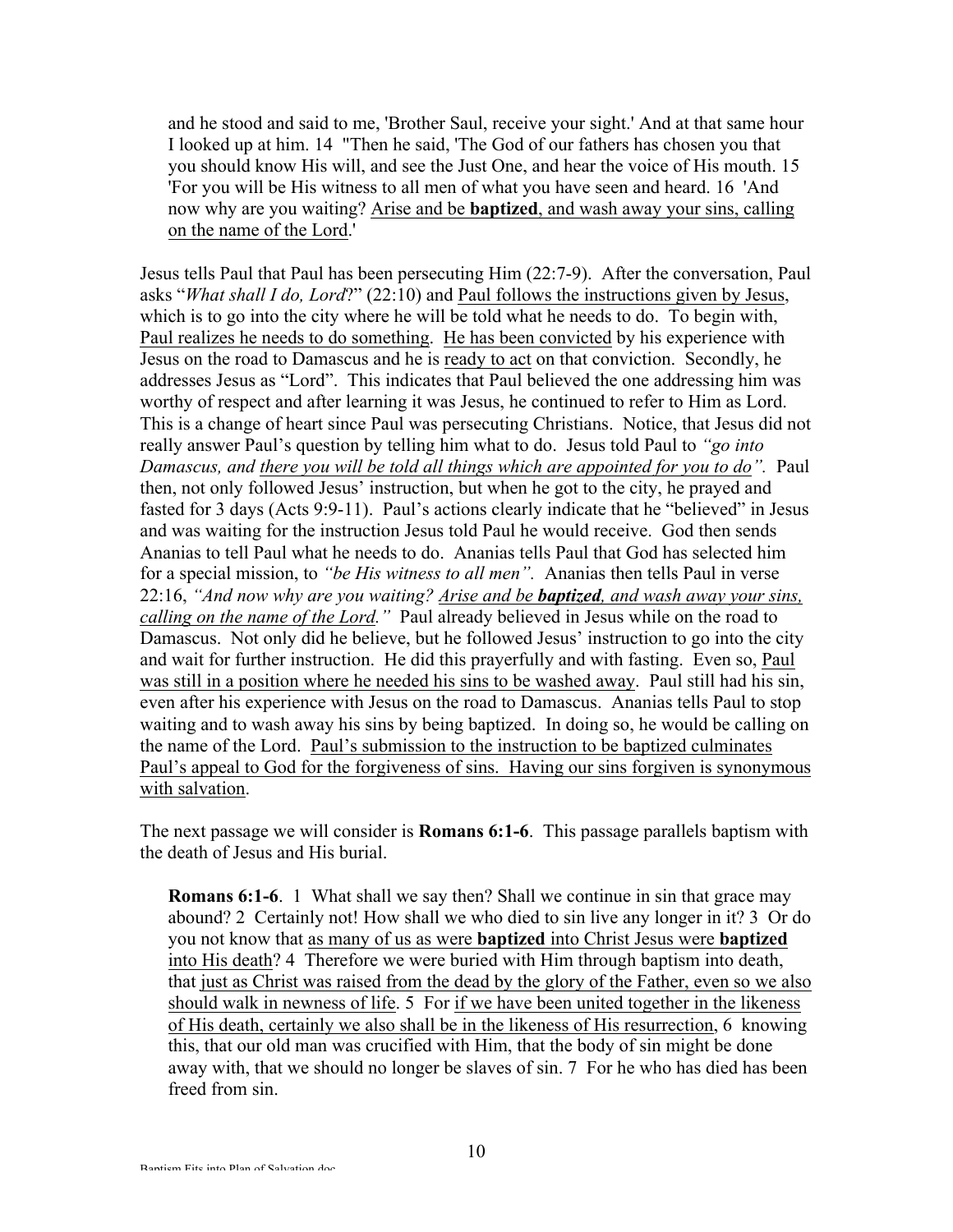and he stood and said to me, 'Brother Saul, receive your sight.' And at that same hour I looked up at him. 14 "Then he said, 'The God of our fathers has chosen you that you should know His will, and see the Just One, and hear the voice of His mouth. 15 'For you will be His witness to all men of what you have seen and heard. 16 'And now why are you waiting? <u>Arise and be **baptized**, and wash away your sins, calling on the name of the Lord</u>.'

Jesus tells Paul that Paul has been persecuting Him (22:7-9). After the conversation, Paul asks "*What shall I do, Lord*?" (22:10) and <u>Paul follows the instructions given by Jesus</u>, which is to go into the city where he will be told what he needs to do. To begin with, <u>Paul realizes he needs to do something</u>. <u>He has been convicted</u> by his experience with Jesus on the road to Damascus and he is <u>ready to act</u> on that conviction. Secondly, he addresses Jesus as "Lord". This indicates that Paul believed the one addressing him was worthy of respect and after learning it was Jesus, he continued to refer to Him as Lord. This is a change of heart since Paul was persecuting Christians. Notice, that Jesus did not really answer Paul's question by telling him what to do. Jesus told Paul to *"go into Damascus, and <u>there you will be told all things which are appointed for you to do</u>".* Paul then, not only followed Jesus' instruction, but when he got to the city, he prayed and fasted for 3 days (Acts 9:9-11). Paul's actions clearly indicate that he "believed" in Jesus and was waiting for the instruction Jesus told Paul he would receive. God then sends Ananias to tell Paul what he needs to do. Ananias tells Paul that God has selected him for a special mission, to *"be His witness to all men".* Ananias then tells Paul in verse 22:16, *"And now why are you waiting? <u>Arise and be **baptized**, and wash away your sins, calling on the name of the Lord.</u>"* Paul already believed in Jesus while on the road to Damascus. Not only did he believe, but he followed Jesus' instruction to go into the city and wait for further instruction. He did this prayerfully and with fasting. Even so, <u>Paul was still in a position where he needed his sins to be washed away</u>. Paul still had his sin, even after his experience with Jesus on the road to Damascus. Ananias tells Paul to stop waiting and to wash away his sins by being baptized. In doing so, he would be calling on the name of the Lord. <u>Paul's submission to the instruction to be baptized culminates Paul's appeal to God for the forgiveness of sins. Having our sins forgiven is synonymous with salvation</u>.

The next passage we will consider is **Romans 6:1-6**. This passage parallels baptism with the death of Jesus and His burial.

**Romans 6:1-6**. 1 What shall we say then? Shall we continue in sin that grace may abound? 2 Certainly not! How shall we who died to sin live any longer in it? 3 Or do you not know that <u>as many of us as were **baptized** into Christ Jesus were **baptized** into His death</u>? 4 Therefore we were buried with Him through baptism into death, that <u>just as Christ was raised from the dead by the glory of the Father, even so we also should walk in newness of life</u>. 5 For <u>if we have been united together in the likeness of His death, certainly we also shall be in the likeness of His resurrection</u>, 6 knowing this, that our old man was crucified with Him, that the body of sin might be done away with, that we should no longer be slaves of sin. 7 For he who has died has been freed from sin.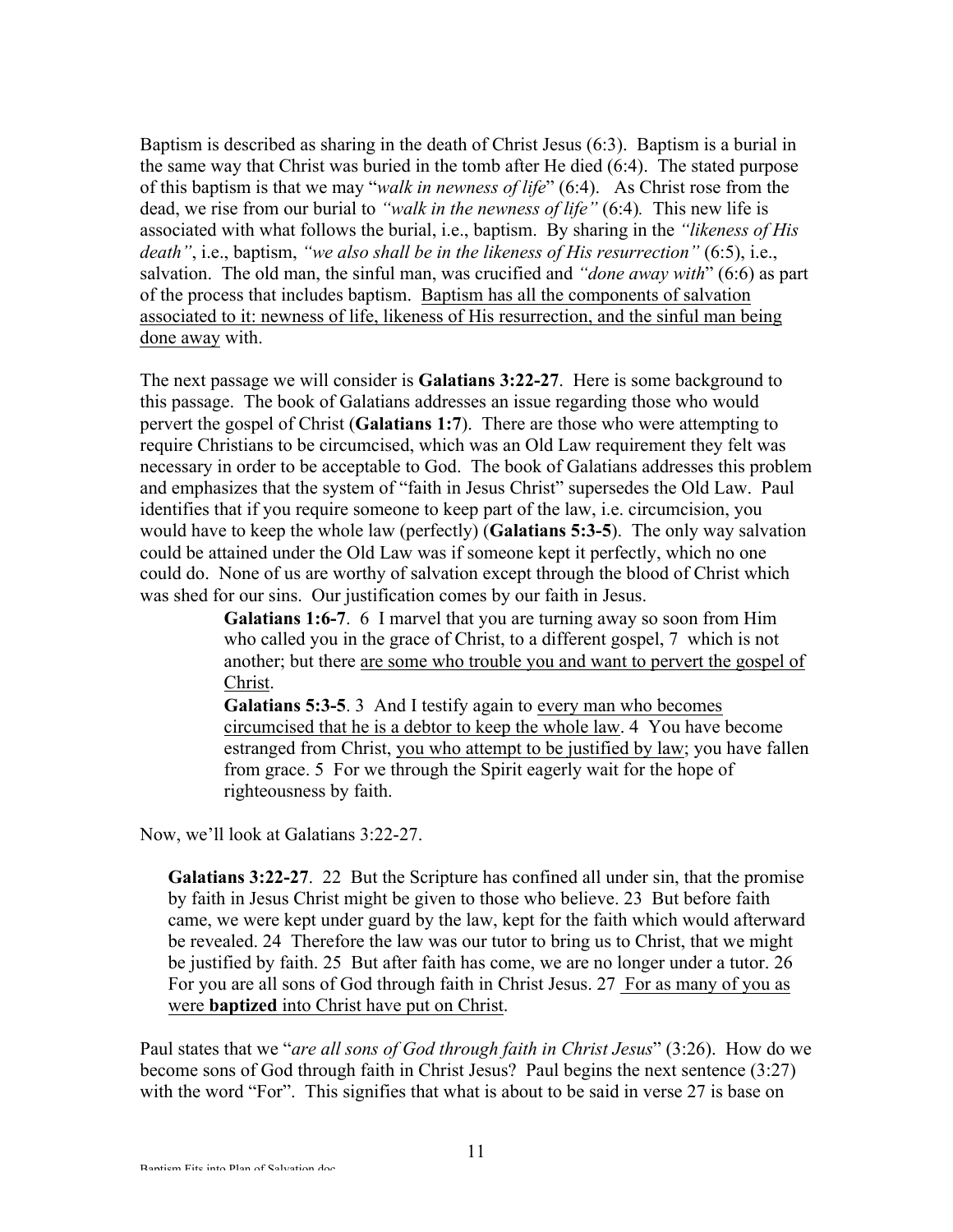Baptism is described as sharing in the death of Christ Jesus (6:3). Baptism is a burial in the same way that Christ was buried in the tomb after He died (6:4). The stated purpose of this baptism is that we may "*walk in newness of life*" (6:4). As Christ rose from the dead, we rise from our burial to *"walk in the newness of life"* (6:4)*.* This new life is associated with what follows the burial, i.e., baptism. By sharing in the *"likeness of His death"*, i.e., baptism, *"we also shall be in the likeness of His resurrection"* (6:5), i.e., salvation. The old man, the sinful man, was crucified and *"done away with*" (6:6) as part of the process that includes baptism. <u>Baptism has all the components of salvation associated to it: newness of life, likeness of His resurrection, and the sinful man being done away</u> with.

The next passage we will consider is **Galatians 3:22-27**. Here is some background to this passage. The book of Galatians addresses an issue regarding those who would pervert the gospel of Christ (**Galatians 1:7**). There are those who were attempting to require Christians to be circumcised, which was an Old Law requirement they felt was necessary in order to be acceptable to God. The book of Galatians addresses this problem and emphasizes that the system of "faith in Jesus Christ" supersedes the Old Law. Paul identifies that if you require someone to keep part of the law, i.e. circumcision, you would have to keep the whole law (perfectly) (**Galatians 5:3-5**). The only way salvation could be attained under the Old Law was if someone kept it perfectly, which no one could do. None of us are worthy of salvation except through the blood of Christ which was shed for our sins. Our justification comes by our faith in Jesus.

> **Galatians 1:6-7**. 6 I marvel that you are turning away so soon from Him who called you in the grace of Christ, to a different gospel, 7 which is not another; but there <u>are some who trouble you and want to pervert the gospel of Christ</u>.
>
> **Galatians 5:3-5**. 3 And I testify again to <u>every man who becomes circumcised that he is a debtor to keep the whole law</u>. 4 You have become estranged from Christ, <u>you who attempt to be justified by law</u>; you have fallen from grace. 5 For we through the Spirit eagerly wait for the hope of righteousness by faith.

Now, we'll look at Galatians 3:22-27.

> **Galatians 3:22-27**. 22 But the Scripture has confined all under sin, that the promise by faith in Jesus Christ might be given to those who believe. 23 But before faith came, we were kept under guard by the law, kept for the faith which would afterward be revealed. 24 Therefore the law was our tutor to bring us to Christ, that we might be justified by faith. 25 But after faith has come, we are no longer under a tutor. 26 For you are all sons of God through faith in Christ Jesus. 27 <u>For as many of you as were **baptized** into Christ have put on Christ</u>.

Paul states that we "*are all sons of God through faith in Christ Jesus*" (3:26). How do we become sons of God through faith in Christ Jesus? Paul begins the next sentence (3:27) with the word "For". This signifies that what is about to be said in verse 27 is base on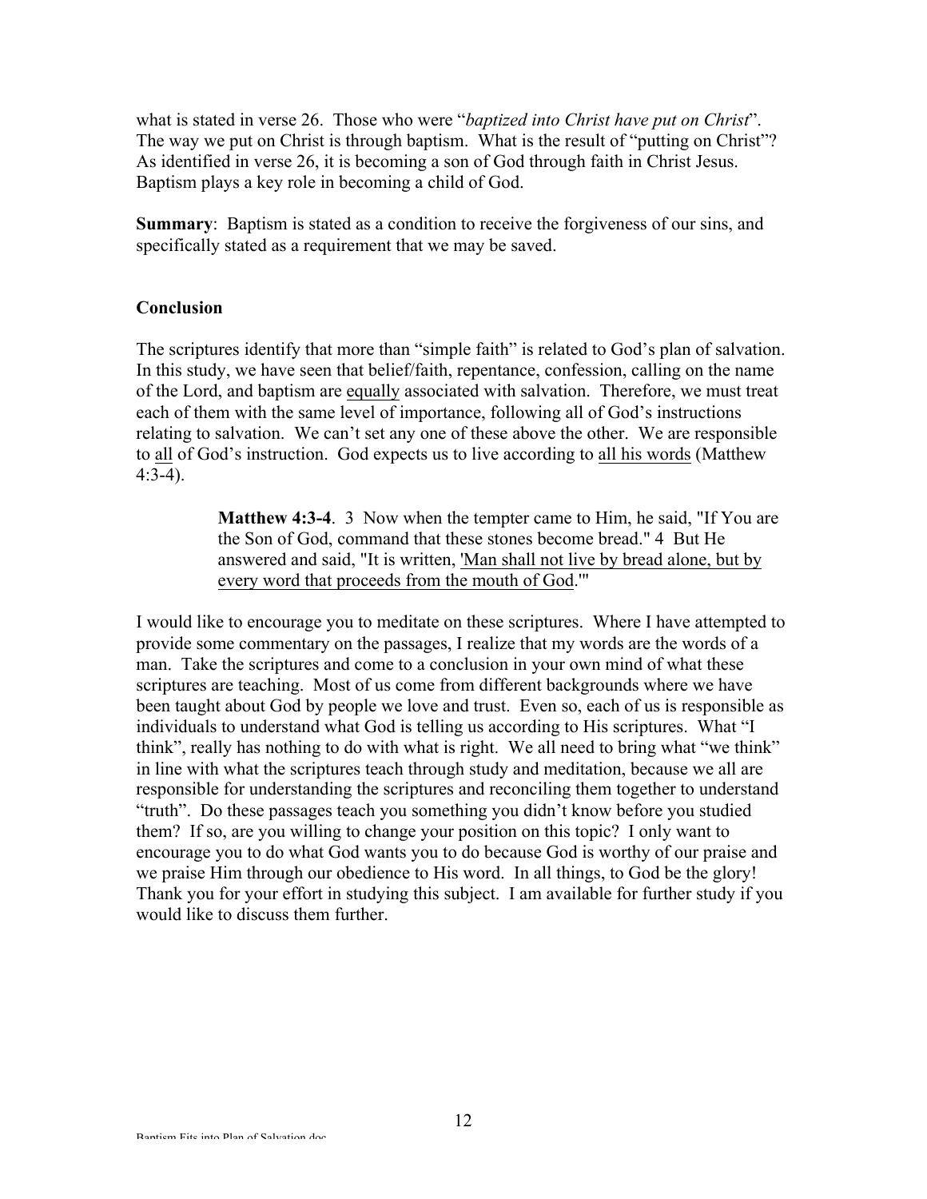what is stated in verse 26. Those who were "*baptized into Christ have put on Christ*". The way we put on Christ is through baptism. What is the result of "putting on Christ"? As identified in verse 26, it is becoming a son of God through faith in Christ Jesus. Baptism plays a key role in becoming a child of God.

**Summary**: Baptism is stated as a condition to receive the forgiveness of our sins, and specifically stated as a requirement that we may be saved.

### Conclusion

The scriptures identify that more than "simple faith" is related to God's plan of salvation. In this study, we have seen that belief/faith, repentance, confession, calling on the name of the Lord, and baptism are <u>equally</u> associated with salvation. Therefore, we must treat each of them with the same level of importance, following all of God's instructions relating to salvation. We can't set any one of these above the other. We are responsible to <u>all</u> of God's instruction. God expects us to live according to <u>all his words</u> (Matthew 4:3-4).

> **Matthew 4:3-4**. 3 Now when the tempter came to Him, he said, "If You are the Son of God, command that these stones become bread." 4 But He answered and said, "It is written, '<u>Man shall not live by bread alone, but by every word that proceeds from the mouth of God</u>.'"

I would like to encourage you to meditate on these scriptures. Where I have attempted to provide some commentary on the passages, I realize that my words are the words of a man. Take the scriptures and come to a conclusion in your own mind of what these scriptures are teaching. Most of us come from different backgrounds where we have been taught about God by people we love and trust. Even so, each of us is responsible as individuals to understand what God is telling us according to His scriptures. What "I think", really has nothing to do with what is right. We all need to bring what "we think" in line with what the scriptures teach through study and meditation, because we all are responsible for understanding the scriptures and reconciling them together to understand "truth". Do these passages teach you something you didn't know before you studied them? If so, are you willing to change your position on this topic? I only want to encourage you to do what God wants you to do because God is worthy of our praise and we praise Him through our obedience to His word. In all things, to God be the glory! Thank you for your effort in studying this subject. I am available for further study if you would like to discuss them further.